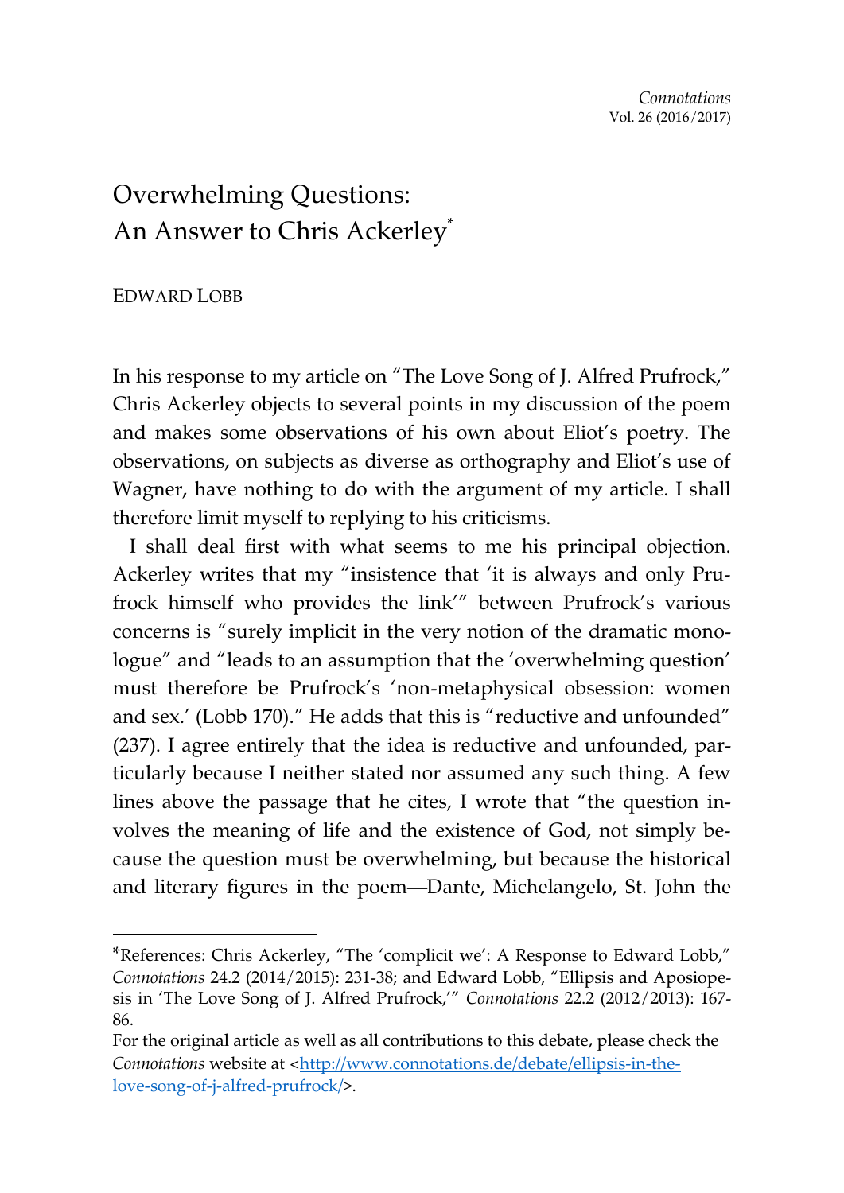# Overwhelming Questions: An Answer to Chris Ackerley*

EDWARD LOBB

In his response to my article on "The Love Song of J. Alfred Prufrock," Chris Ackerley objects to several points in my discussion of the poem and makes some observations of his own about Eliot's poetry. The observations, on subjects as diverse as orthography and Eliot's use of Wagner, have nothing to do with the argument of my article. I shall therefore limit myself to replying to his criticisms.

I shall deal first with what seems to me his principal objection. Ackerley writes that my "insistence that 'it is always and only Prufrock himself who provides the link'" between Prufrock's various concerns is "surely implicit in the very notion of the dramatic monologue" and "leads to an assumption that the 'overwhelming question' must therefore be Prufrock's 'non-metaphysical obsession: women and sex.' (Lobb 170)." He adds that this is "reductive and unfounded" (237). I agree entirely that the idea is reductive and unfounded, particularly because I neither stated nor assumed any such thing. A few lines above the passage that he cites, I wrote that "the question involves the meaning of life and the existence of God, not simply because the question must be overwhelming, but because the historical and literary figures in the poem—Dante, Michelangelo, St. John the

---

*References: Chris Ackerley, "The 'complicit we': A Response to Edward Lobb," *Connotations* 24.2 (2014/2015): 231-38; and Edward Lobb, "Ellipsis and Aposiopesis in 'The Love Song of J. Alfred Prufrock,'" *Connotations* 22.2 (2012/2013): 167-86.

For the original article as well as all contributions to this debate, please check the *Connotations* website at <http://www.connotations.de/debate/ellipsis-in-the-love-song-of-j-alfred-prufrock/>.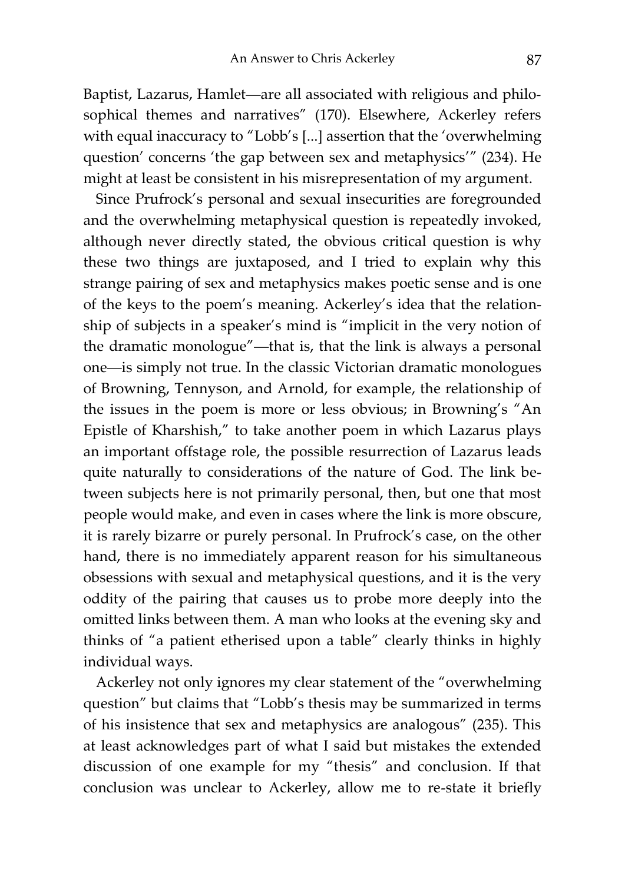Baptist, Lazarus, Hamlet—are all associated with religious and philosophical themes and narratives" (170). Elsewhere, Ackerley refers with equal inaccuracy to "Lobb's [...] assertion that the 'overwhelming question' concerns 'the gap between sex and metaphysics'" (234). He might at least be consistent in his misrepresentation of my argument.

Since Prufrock's personal and sexual insecurities are foregrounded and the overwhelming metaphysical question is repeatedly invoked, although never directly stated, the obvious critical question is why these two things are juxtaposed, and I tried to explain why this strange pairing of sex and metaphysics makes poetic sense and is one of the keys to the poem's meaning. Ackerley's idea that the relationship of subjects in a speaker's mind is "implicit in the very notion of the dramatic monologue"—that is, that the link is always a personal one—is simply not true. In the classic Victorian dramatic monologues of Browning, Tennyson, and Arnold, for example, the relationship of the issues in the poem is more or less obvious; in Browning's "An Epistle of Kharshish," to take another poem in which Lazarus plays an important offstage role, the possible resurrection of Lazarus leads quite naturally to considerations of the nature of God. The link between subjects here is not primarily personal, then, but one that most people would make, and even in cases where the link is more obscure, it is rarely bizarre or purely personal. In Prufrock's case, on the other hand, there is no immediately apparent reason for his simultaneous obsessions with sexual and metaphysical questions, and it is the very oddity of the pairing that causes us to probe more deeply into the omitted links between them. A man who looks at the evening sky and thinks of "a patient etherised upon a table" clearly thinks in highly individual ways.

Ackerley not only ignores my clear statement of the "overwhelming question" but claims that "Lobb's thesis may be summarized in terms of his insistence that sex and metaphysics are analogous" (235). This at least acknowledges part of what I said but mistakes the extended discussion of one example for my "thesis" and conclusion. If that conclusion was unclear to Ackerley, allow me to re-state it briefly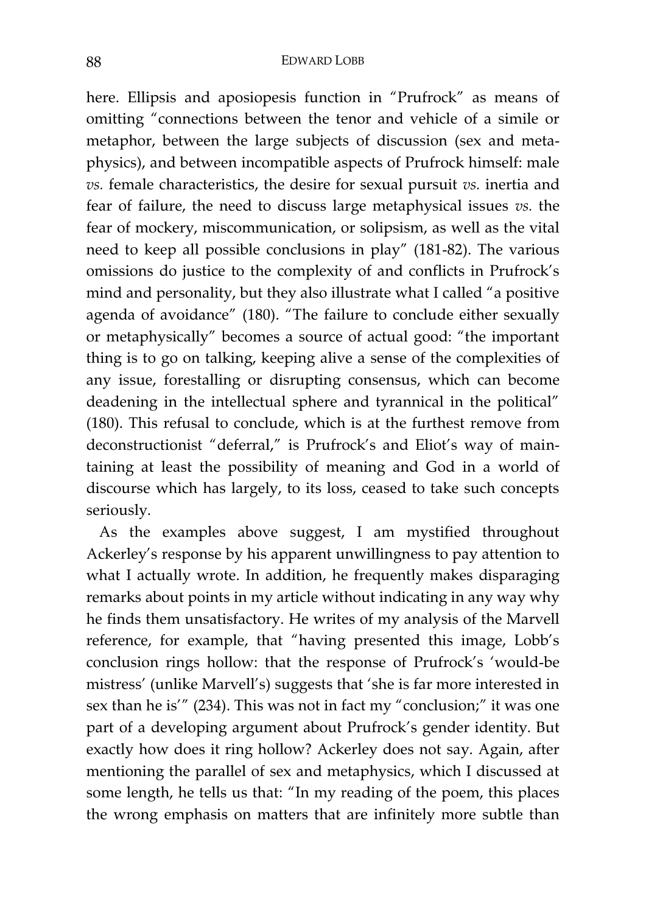here. Ellipsis and aposiopesis function in "Prufrock" as means of omitting "connections between the tenor and vehicle of a simile or metaphor, between the large subjects of discussion (sex and metaphysics), and between incompatible aspects of Prufrock himself: male *vs.* female characteristics, the desire for sexual pursuit *vs.* inertia and fear of failure, the need to discuss large metaphysical issues *vs.* the fear of mockery, miscommunication, or solipsism, as well as the vital need to keep all possible conclusions in play" (181-82). The various omissions do justice to the complexity of and conflicts in Prufrock's mind and personality, but they also illustrate what I called "a positive agenda of avoidance" (180). "The failure to conclude either sexually or metaphysically" becomes a source of actual good: "the important thing is to go on talking, keeping alive a sense of the complexities of any issue, forestalling or disrupting consensus, which can become deadening in the intellectual sphere and tyrannical in the political" (180). This refusal to conclude, which is at the furthest remove from deconstructionist "deferral," is Prufrock's and Eliot's way of maintaining at least the possibility of meaning and God in a world of discourse which has largely, to its loss, ceased to take such concepts seriously.

As the examples above suggest, I am mystified throughout Ackerley's response by his apparent unwillingness to pay attention to what I actually wrote. In addition, he frequently makes disparaging remarks about points in my article without indicating in any way why he finds them unsatisfactory. He writes of my analysis of the Marvell reference, for example, that "having presented this image, Lobb's conclusion rings hollow: that the response of Prufrock's 'would-be mistress' (unlike Marvell's) suggests that 'she is far more interested in sex than he is'" (234). This was not in fact my "conclusion;" it was one part of a developing argument about Prufrock's gender identity. But exactly how does it ring hollow? Ackerley does not say. Again, after mentioning the parallel of sex and metaphysics, which I discussed at some length, he tells us that: "In my reading of the poem, this places the wrong emphasis on matters that are infinitely more subtle than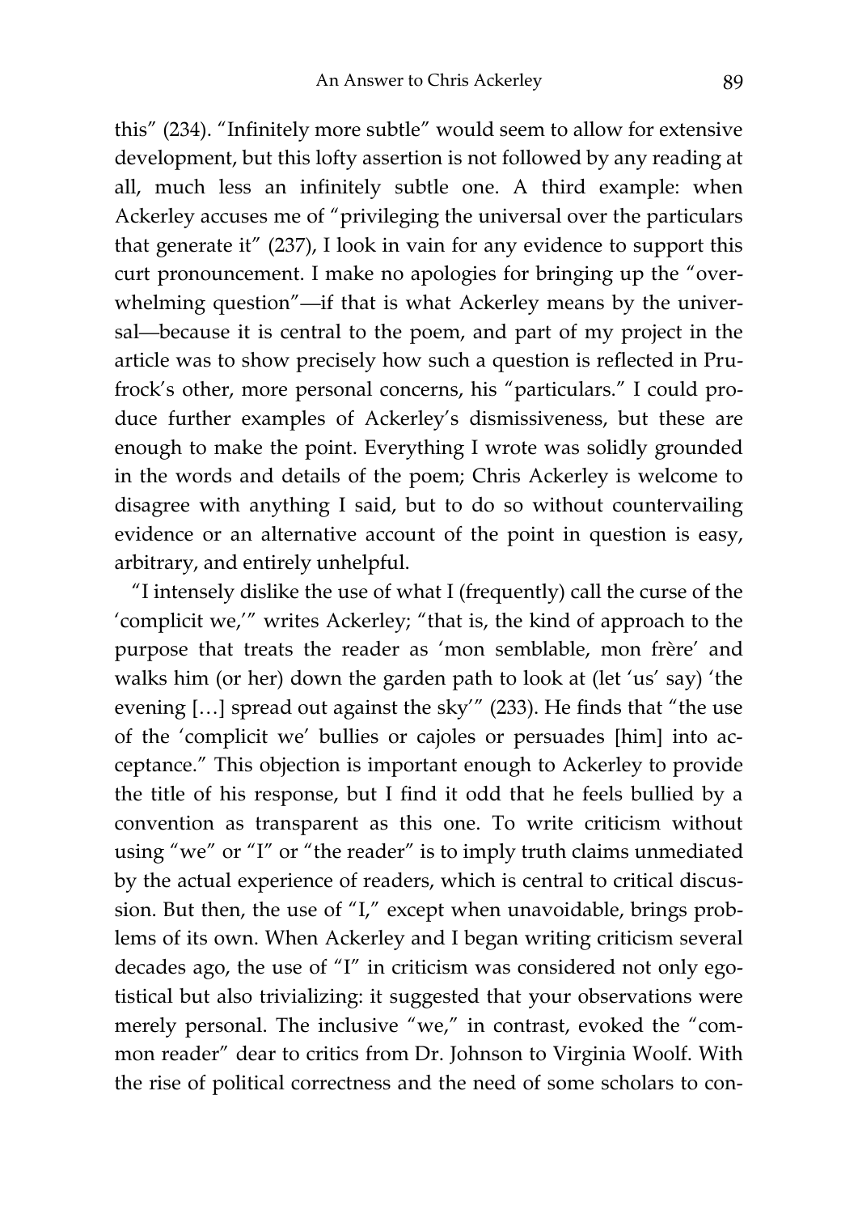this" (234). "Infinitely more subtle" would seem to allow for extensive development, but this lofty assertion is not followed by any reading at all, much less an infinitely subtle one. A third example: when Ackerley accuses me of "privileging the universal over the particulars that generate it" (237), I look in vain for any evidence to support this curt pronouncement. I make no apologies for bringing up the "overwhelming question"—if that is what Ackerley means by the universal—because it is central to the poem, and part of my project in the article was to show precisely how such a question is reflected in Prufrock's other, more personal concerns, his "particulars." I could produce further examples of Ackerley's dismissiveness, but these are enough to make the point. Everything I wrote was solidly grounded in the words and details of the poem; Chris Ackerley is welcome to disagree with anything I said, but to do so without countervailing evidence or an alternative account of the point in question is easy, arbitrary, and entirely unhelpful.

"I intensely dislike the use of what I (frequently) call the curse of the 'complicit we,'" writes Ackerley; "that is, the kind of approach to the purpose that treats the reader as 'mon semblable, mon frère' and walks him (or her) down the garden path to look at (let 'us' say) 'the evening […] spread out against the sky'" (233). He finds that "the use of the 'complicit we' bullies or cajoles or persuades [him] into acceptance." This objection is important enough to Ackerley to provide the title of his response, but I find it odd that he feels bullied by a convention as transparent as this one. To write criticism without using "we" or "I" or "the reader" is to imply truth claims unmediated by the actual experience of readers, which is central to critical discussion. But then, the use of "I," except when unavoidable, brings problems of its own. When Ackerley and I began writing criticism several decades ago, the use of "I" in criticism was considered not only egotistical but also trivializing: it suggested that your observations were merely personal. The inclusive "we," in contrast, evoked the "common reader" dear to critics from Dr. Johnson to Virginia Woolf. With the rise of political correctness and the need of some scholars to con-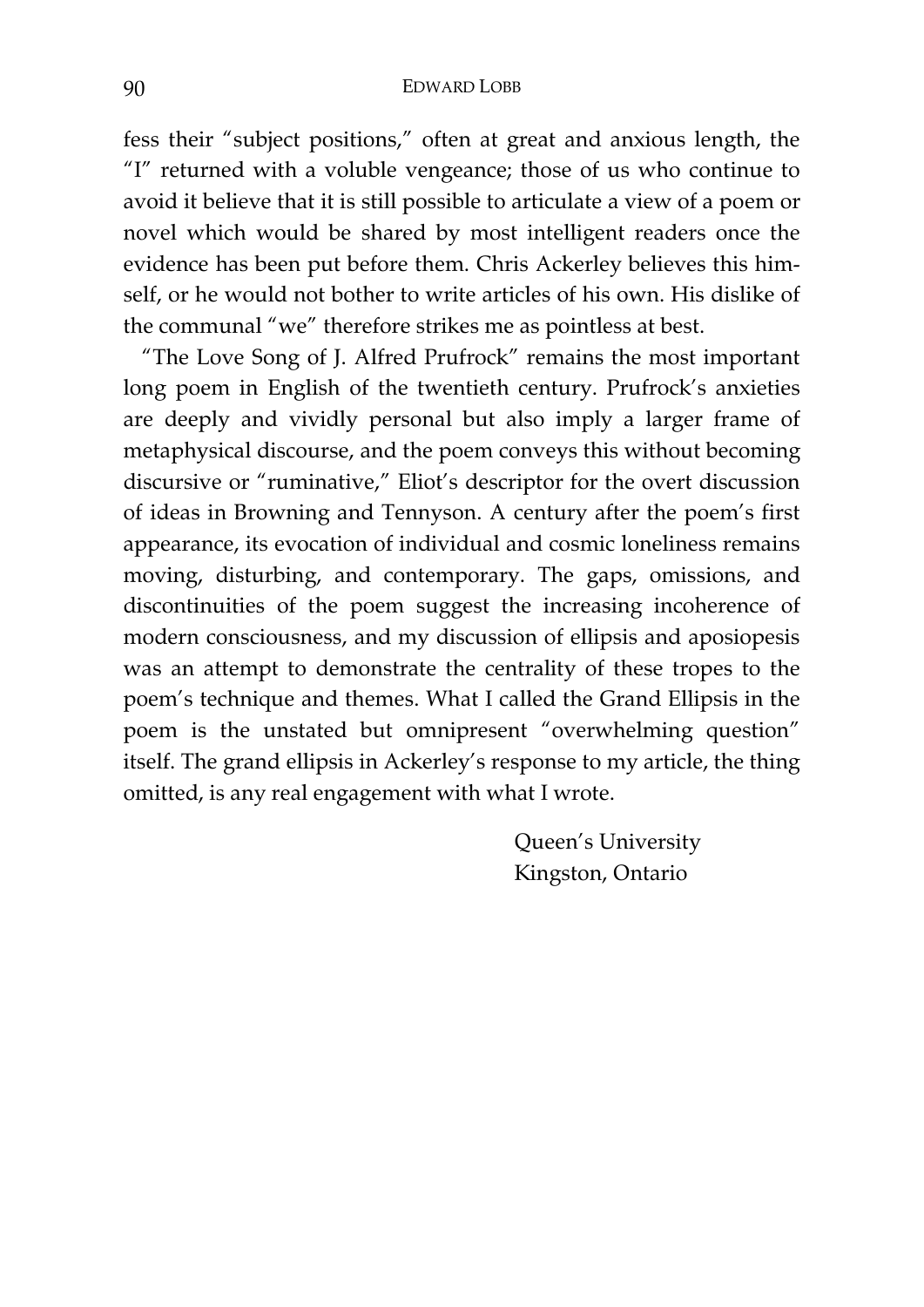fess their "subject positions," often at great and anxious length, the "I" returned with a voluble vengeance; those of us who continue to avoid it believe that it is still possible to articulate a view of a poem or novel which would be shared by most intelligent readers once the evidence has been put before them. Chris Ackerley believes this himself, or he would not bother to write articles of his own. His dislike of the communal "we" therefore strikes me as pointless at best.

"The Love Song of J. Alfred Prufrock" remains the most important long poem in English of the twentieth century. Prufrock's anxieties are deeply and vividly personal but also imply a larger frame of metaphysical discourse, and the poem conveys this without becoming discursive or "ruminative," Eliot's descriptor for the overt discussion of ideas in Browning and Tennyson. A century after the poem's first appearance, its evocation of individual and cosmic loneliness remains moving, disturbing, and contemporary. The gaps, omissions, and discontinuities of the poem suggest the increasing incoherence of modern consciousness, and my discussion of ellipsis and aposiopesis was an attempt to demonstrate the centrality of these tropes to the poem's technique and themes. What I called the Grand Ellipsis in the poem is the unstated but omnipresent "overwhelming question" itself. The grand ellipsis in Ackerley's response to my article, the thing omitted, is any real engagement with what I wrote.

Queen's University
Kingston, Ontario